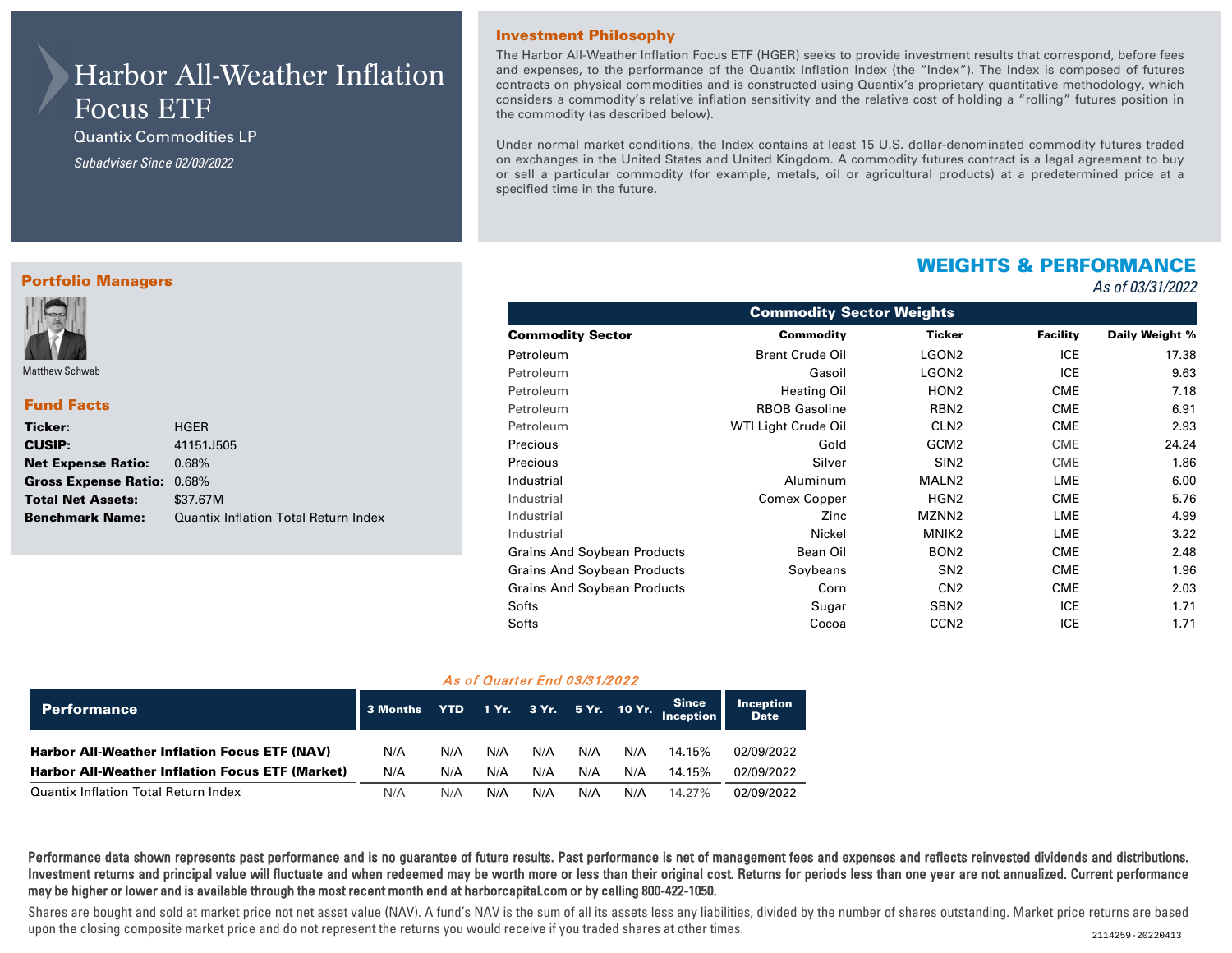# Harbor All-Weather Inflation Focus ETF

Quantix Commodities LP

*Subadviser Since 02/09/2022*

## Investment Philosophy

The Harbor All-Weather Inflation Focus ETF (HGER) seeks to provide investment results that correspond, before fees and expenses, to the performance of the Quantix Inflation Index (the "Index"). The Index is composed of futures contracts on physical commodities and is constructed using Quantix's proprietary quantitative methodology, which considers a commodity's relative inflation sensitivity and the relative cost of holding a "rolling" futures position in the commodity (as described below).

Under normal market conditions, the Index contains at least 15 U.S. dollar-denominated commodity futures traded on exchanges in the United States and United Kingdom. A commodity futures contract is a legal agreement to buy or sell a particular commodity (for example, metals, oil or agricultural products) at a predetermined price at a specified time in the future.

## Portfolio Managers

Matthew Schwab

## Fund Facts

| | |
|---|---|
| **Ticker:** | HGER |
| **CUSIP:** | 41151J505 |
| **Net Expense Ratio:** | 0.68% |
| **Gross Expense Ratio:** | 0.68% |
| **Total Net Assets:** | $37.67M |
| **Benchmark Name:** | Quantix Inflation Total Return Index |

## WEIGHTS & PERFORMANCE

*As of 03/31/2022*

**Commodity Sector Weights**

| Commodity Sector | Commodity | Ticker | Facility | Daily Weight % |
|---|---|---|---|---|
| Petroleum | Brent Crude Oil | LGON2 | ICE | 17.38 |
| Petroleum | Gasoil | LGON2 | ICE | 9.63 |
| Petroleum | Heating Oil | HON2 | CME | 7.18 |
| Petroleum | RBOB Gasoline | RBN2 | CME | 6.91 |
| Petroleum | WTI Light Crude Oil | CLN2 | CME | 2.93 |
| Precious | Gold | GCM2 | CME | 24.24 |
| Precious | Silver | SIN2 | CME | 1.86 |
| Industrial | Aluminum | MALN2 | LME | 6.00 |
| Industrial | Comex Copper | HGN2 | CME | 5.76 |
| Industrial | Zinc | MZNN2 | LME | 4.99 |
| Industrial | Nickel | MNIK2 | LME | 3.22 |
| Grains And Soybean Products | Bean Oil | BON2 | CME | 2.48 |
| Grains And Soybean Products | Soybeans | SN2 | CME | 1.96 |
| Grains And Soybean Products | Corn | CN2 | CME | 2.03 |
| Softs | Sugar | SBN2 | ICE | 1.71 |
| Softs | Cocoa | CCN2 | ICE | 1.71 |

*As of Quarter End 03/31/2022*

| Performance | 3 Months | YTD | 1 Yr. | 3 Yr. | 5 Yr. | 10 Yr. | Since Inception | Inception Date |
|---|---|---|---|---|---|---|---|---|
| **Harbor All-Weather Inflation Focus ETF (NAV)** | N/A | N/A | N/A | N/A | N/A | N/A | 14.15% | 02/09/2022 |
| **Harbor All-Weather Inflation Focus ETF (Market)** | N/A | N/A | N/A | N/A | N/A | N/A | 14.15% | 02/09/2022 |
| Quantix Inflation Total Return Index | N/A | N/A | N/A | N/A | N/A | N/A | 14.27% | 02/09/2022 |

**Performance data shown represents past performance and is no guarantee of future results. Past performance is net of management fees and expenses and reflects reinvested dividends and distributions. Investment returns and principal value will fluctuate and when redeemed may be worth more or less than their original cost. Returns for periods less than one year are not annualized. Current performance may be higher or lower and is available through the most recent month end at harborcapital.com or by calling 800-422-1050.**

Shares are bought and sold at market price not net asset value (NAV). A fund's NAV is the sum of all its assets less any liabilities, divided by the number of shares outstanding. Market price returns are based upon the closing composite market price and do not represent the returns you would receive if you traded shares at other times.

2114259-20220413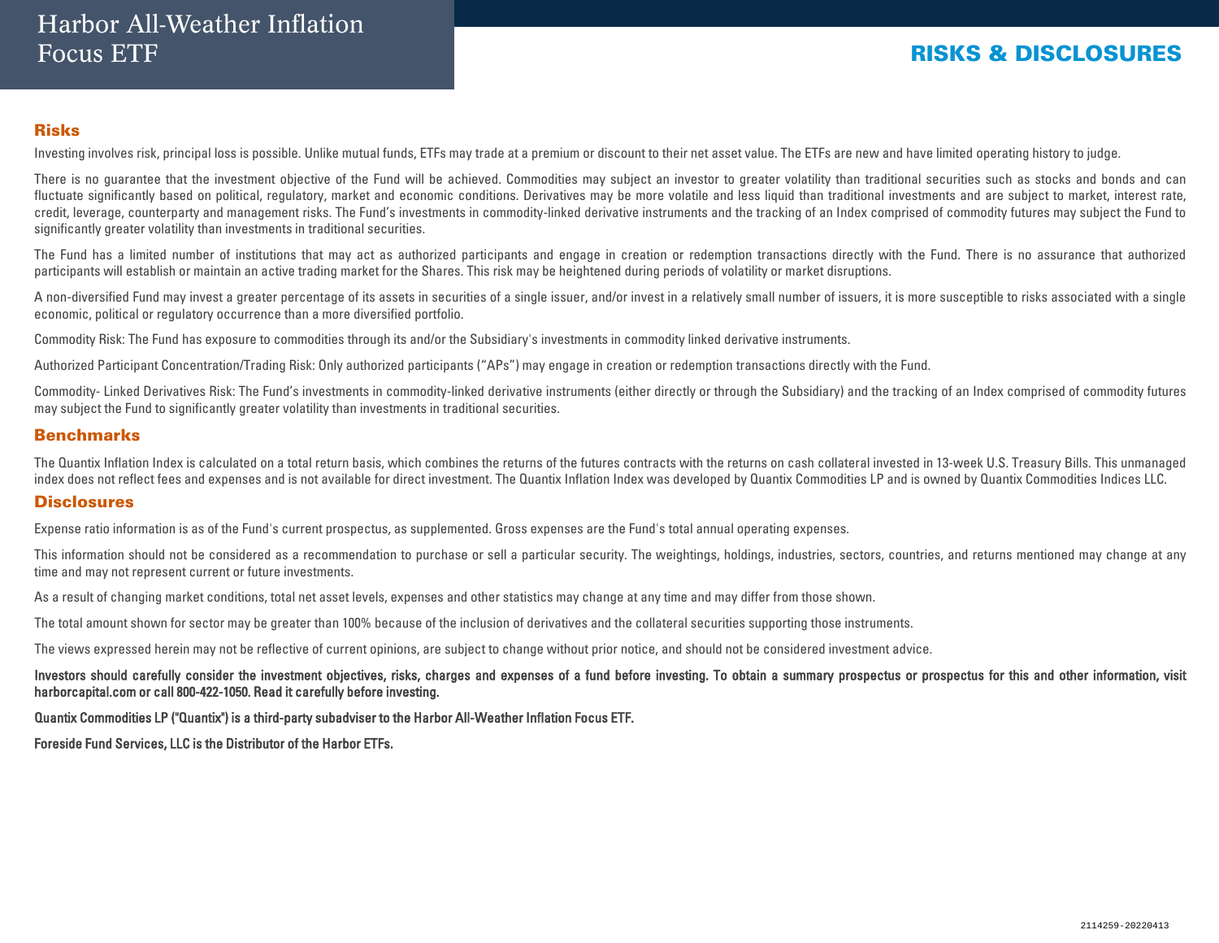# Harbor All-Weather Inflation Focus ETF

## RISKS & DISCLOSURES

### Risks

Investing involves risk, principal loss is possible. Unlike mutual funds, ETFs may trade at a premium or discount to their net asset value. The ETFs are new and have limited operating history to judge.

There is no guarantee that the investment objective of the Fund will be achieved. Commodities may subject an investor to greater volatility than traditional securities such as stocks and bonds and can fluctuate significantly based on political, regulatory, market and economic conditions. Derivatives may be more volatile and less liquid than traditional investments and are subject to market, interest rate, credit, leverage, counterparty and management risks. The Fund's investments in commodity-linked derivative instruments and the tracking of an Index comprised of commodity futures may subject the Fund to significantly greater volatility than investments in traditional securities.

The Fund has a limited number of institutions that may act as authorized participants and engage in creation or redemption transactions directly with the Fund. There is no assurance that authorized participants will establish or maintain an active trading market for the Shares. This risk may be heightened during periods of volatility or market disruptions.

A non-diversified Fund may invest a greater percentage of its assets in securities of a single issuer, and/or invest in a relatively small number of issuers, it is more susceptible to risks associated with a single economic, political or regulatory occurrence than a more diversified portfolio.

Commodity Risk: The Fund has exposure to commodities through its and/or the Subsidiary's investments in commodity linked derivative instruments.

Authorized Participant Concentration/Trading Risk: Only authorized participants ("APs") may engage in creation or redemption transactions directly with the Fund.

Commodity- Linked Derivatives Risk: The Fund's investments in commodity-linked derivative instruments (either directly or through the Subsidiary) and the tracking of an Index comprised of commodity futures may subject the Fund to significantly greater volatility than investments in traditional securities.

### Benchmarks

The Quantix Inflation Index is calculated on a total return basis, which combines the returns of the futures contracts with the returns on cash collateral invested in 13-week U.S. Treasury Bills. This unmanaged index does not reflect fees and expenses and is not available for direct investment. The Quantix Inflation Index was developed by Quantix Commodities LP and is owned by Quantix Commodities Indices LLC.

### Disclosures

Expense ratio information is as of the Fund's current prospectus, as supplemented. Gross expenses are the Fund's total annual operating expenses.

This information should not be considered as a recommendation to purchase or sell a particular security. The weightings, holdings, industries, sectors, countries, and returns mentioned may change at any time and may not represent current or future investments.

As a result of changing market conditions, total net asset levels, expenses and other statistics may change at any time and may differ from those shown.

The total amount shown for sector may be greater than 100% because of the inclusion of derivatives and the collateral securities supporting those instruments.

The views expressed herein may not be reflective of current opinions, are subject to change without prior notice, and should not be considered investment advice.

**Investors should carefully consider the investment objectives, risks, charges and expenses of a fund before investing. To obtain a summary prospectus or prospectus for this and other information, visit harborcapital.com or call 800-422-1050. Read it carefully before investing.**

**Quantix Commodities LP ("Quantix") is a third-party subadviser to the Harbor All-Weather Inflation Focus ETF.**

**Foreside Fund Services, LLC is the Distributor of the Harbor ETFs.**

2114259-20220413